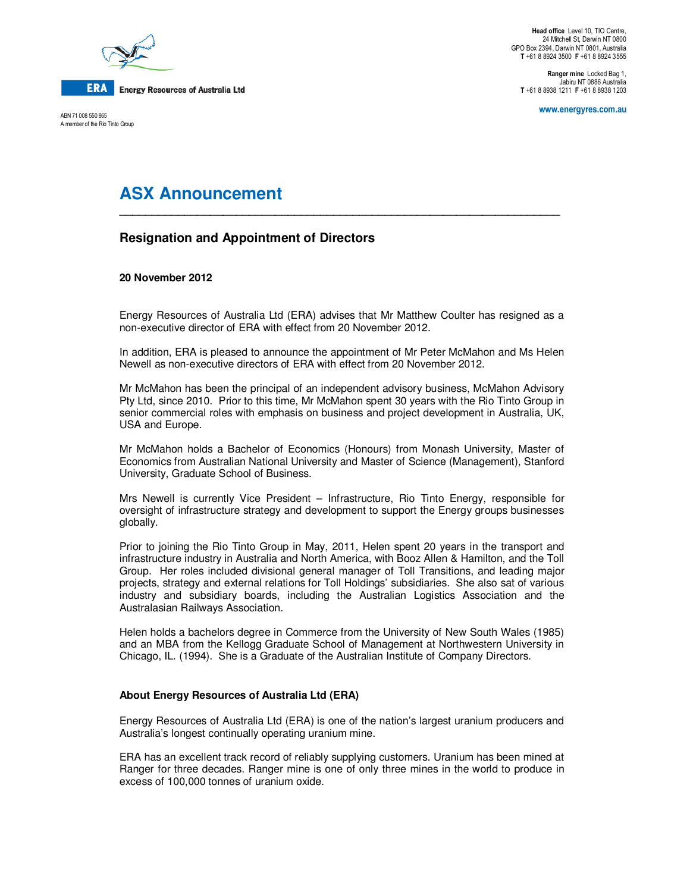Energy Resources of Australia Ltd

ABN 71 008 550 865
A member of the Rio Tinto Group

**Head office** Level 10, TIO Centre,
24 Mitchell St, Darwin NT 0800
GPO Box 2394, Darwin NT 0801, Australia
**T** +61 8 8924 3500 **F** +61 8 8924 3555

**Ranger mine** Locked Bag 1,
Jabiru NT 0886 Australia
**T** +61 8 8938 1211 **F** +61 8 8938 1203

www.energyres.com.au

# ASX Announcement

## Resignation and Appointment of Directors

**20 November 2012**

Energy Resources of Australia Ltd (ERA) advises that Mr Matthew Coulter has resigned as a non-executive director of ERA with effect from 20 November 2012.

In addition, ERA is pleased to announce the appointment of Mr Peter McMahon and Ms Helen Newell as non-executive directors of ERA with effect from 20 November 2012.

Mr McMahon has been the principal of an independent advisory business, McMahon Advisory Pty Ltd, since 2010. Prior to this time, Mr McMahon spent 30 years with the Rio Tinto Group in senior commercial roles with emphasis on business and project development in Australia, UK, USA and Europe.

Mr McMahon holds a Bachelor of Economics (Honours) from Monash University, Master of Economics from Australian National University and Master of Science (Management), Stanford University, Graduate School of Business.

Mrs Newell is currently Vice President – Infrastructure, Rio Tinto Energy, responsible for oversight of infrastructure strategy and development to support the Energy groups businesses globally.

Prior to joining the Rio Tinto Group in May, 2011, Helen spent 20 years in the transport and infrastructure industry in Australia and North America, with Booz Allen & Hamilton, and the Toll Group. Her roles included divisional general manager of Toll Transitions, and leading major projects, strategy and external relations for Toll Holdings' subsidiaries. She also sat of various industry and subsidiary boards, including the Australian Logistics Association and the Australasian Railways Association.

Helen holds a bachelors degree in Commerce from the University of New South Wales (1985) and an MBA from the Kellogg Graduate School of Management at Northwestern University in Chicago, IL. (1994). She is a Graduate of the Australian Institute of Company Directors.

### About Energy Resources of Australia Ltd (ERA)

Energy Resources of Australia Ltd (ERA) is one of the nation's largest uranium producers and Australia's longest continually operating uranium mine.

ERA has an excellent track record of reliably supplying customers. Uranium has been mined at Ranger for three decades. Ranger mine is one of only three mines in the world to produce in excess of 100,000 tonnes of uranium oxide.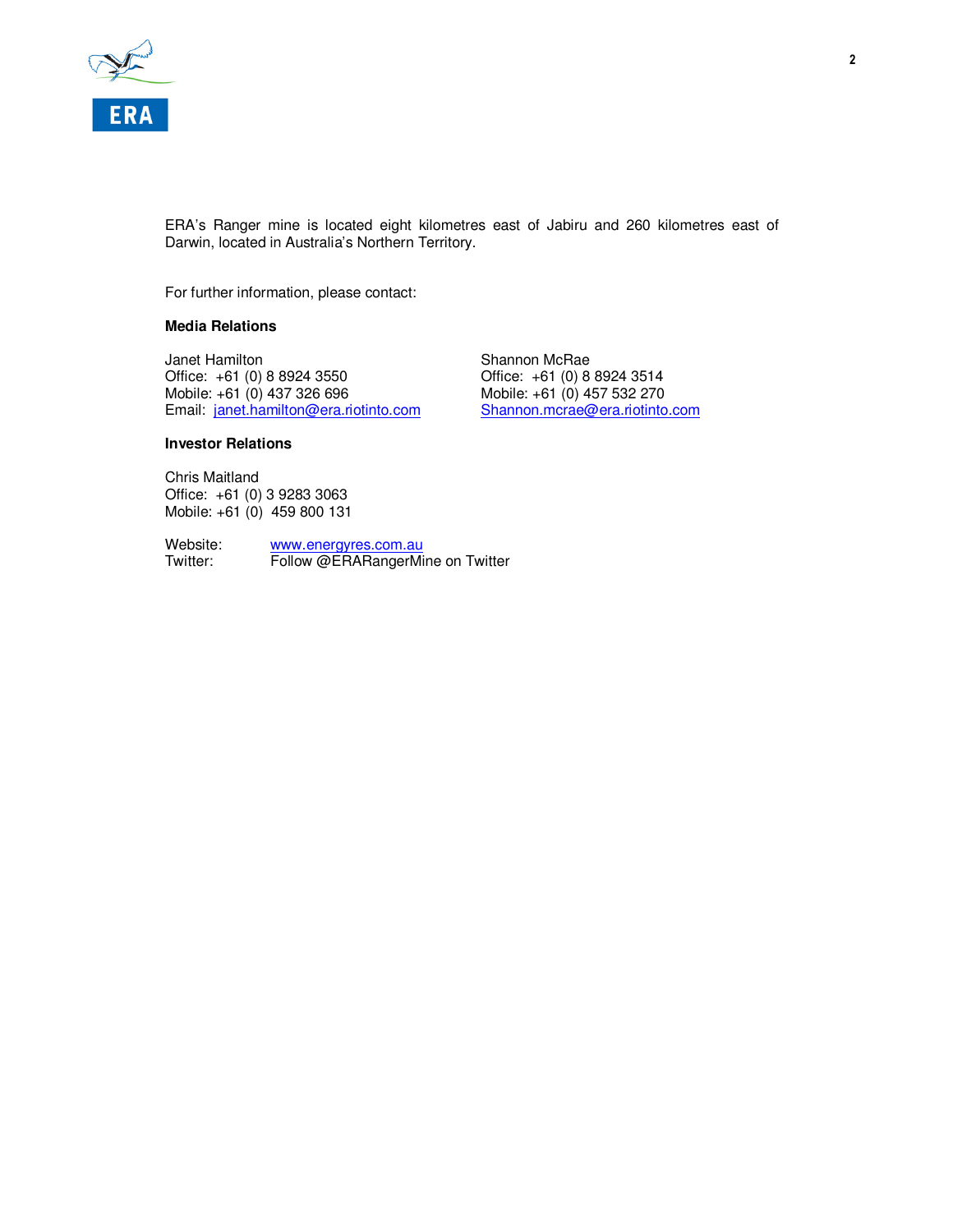ERA's Ranger mine is located eight kilometres east of Jabiru and 260 kilometres east of Darwin, located in Australia's Northern Territory.

For further information, please contact:

**Media Relations**

Janet Hamilton
Office: +61 (0) 8 8924 3550
Mobile: +61 (0) 437 326 696
Email: janet.hamilton@era.riotinto.com

Shannon McRae
Office: +61 (0) 8 8924 3514
Mobile: +61 (0) 457 532 270
Shannon.mcrae@era.riotinto.com

**Investor Relations**

Chris Maitland
Office: +61 (0) 3 9283 3063
Mobile: +61 (0) 459 800 131

Website: www.energyres.com.au
Twitter: Follow @ERARangerMine on Twitter